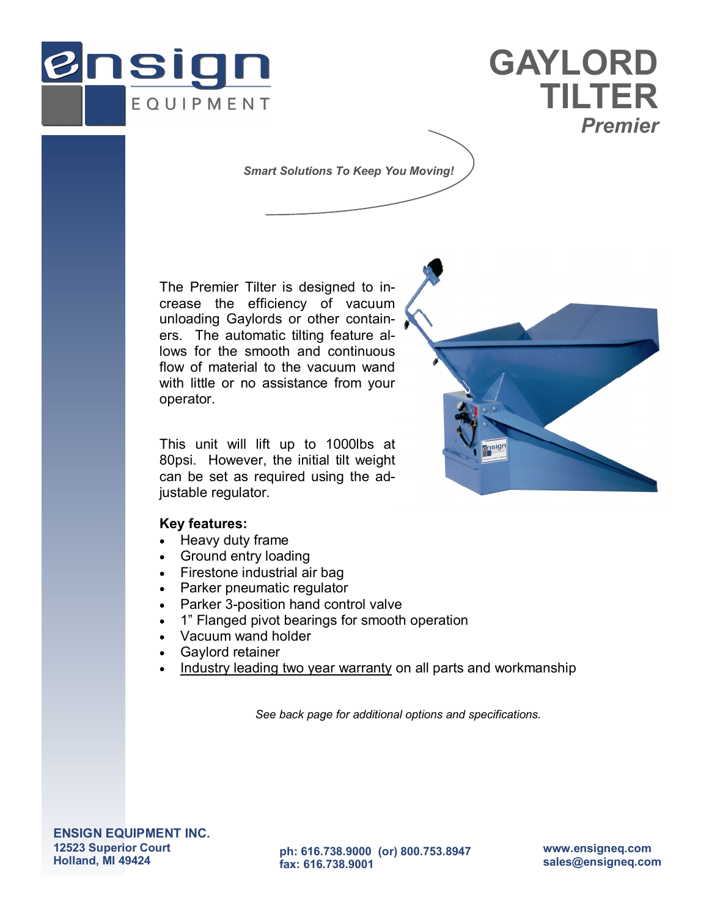# GAYLORD TILTER

## *Premier*

*Smart Solutions To Keep You Moving!*

The Premier Tilter is designed to increase the efficiency of vacuum unloading Gaylords or other containers. The automatic tilting feature allows for the smooth and continuous flow of material to the vacuum wand with little or no assistance from your operator.

This unit will lift up to 1000lbs at 80psi. However, the initial tilt weight can be set as required using the adjustable regulator.

**Key features:**

- Heavy duty frame
- Ground entry loading
- Firestone industrial air bag
- Parker pneumatic regulator
- Parker 3-position hand control valve
- 1" Flanged pivot bearings for smooth operation
- Vacuum wand holder
- Gaylord retainer
- Industry leading two year warranty on all parts and workmanship

*See back page for additional options and specifications.*

**ENSIGN EQUIPMENT INC.**
**12523 Superior Court**
**Holland, MI 49424**

**ph: 616.738.9000 (or) 800.753.8947**
**fax: 616.738.9001**

**www.ensigneq.com**
**sales@ensigneq.com**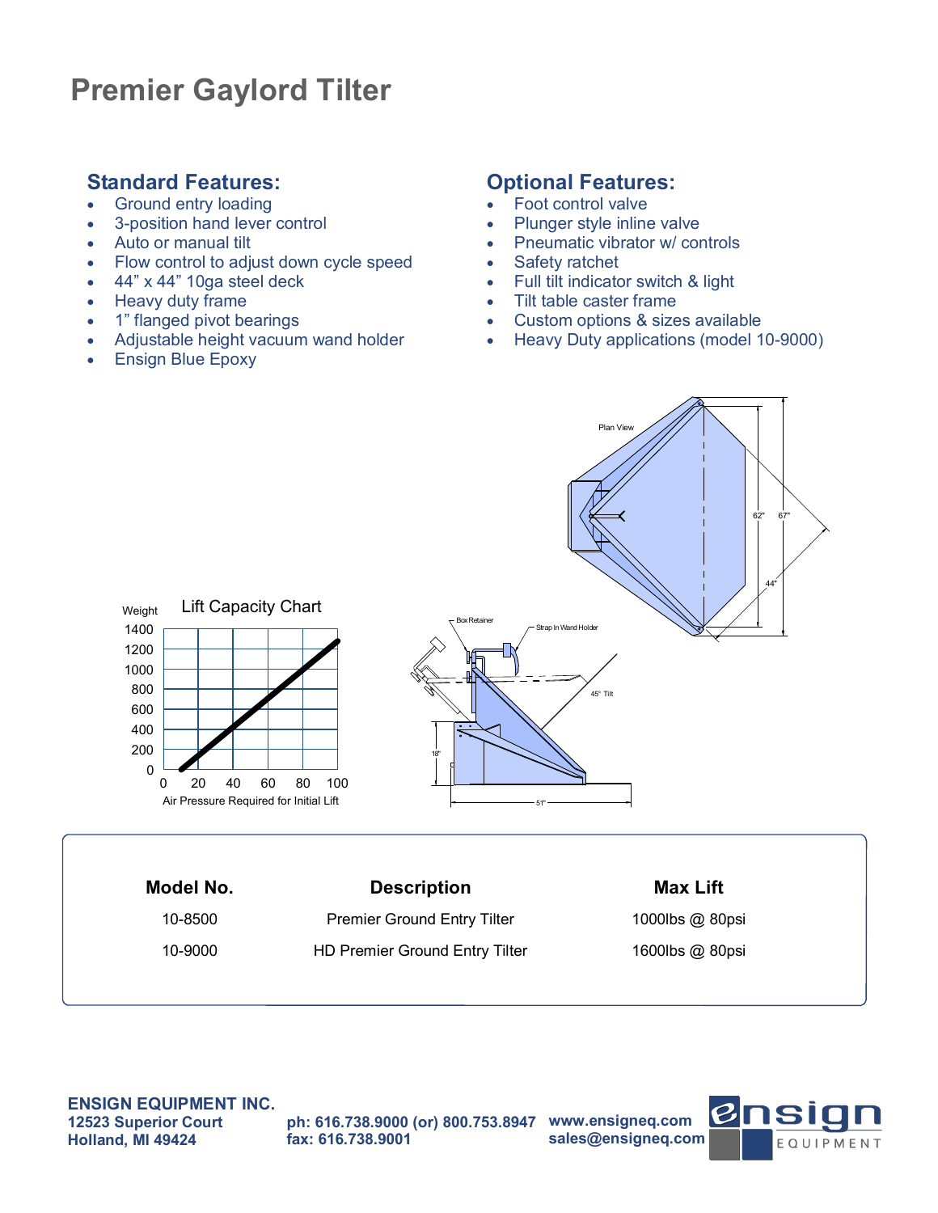# Premier Gaylord Tilter

## Standard Features:

- Ground entry loading
- 3-position hand lever control
- Auto or manual tilt
- Flow control to adjust down cycle speed
- 44” x 44” 10ga steel deck
- Heavy duty frame
- 1” flanged pivot bearings
- Adjustable height vacuum wand holder
- Ensign Blue Epoxy

## Optional Features:

- Foot control valve
- Plunger style inline valve
- Pneumatic vibrator w/ controls
- Safety ratchet
- Full tilt indicator switch & light
- Tilt table caster frame
- Custom options & sizes available
- Heavy Duty applications (model 10-9000)

Plan View

62"

67"

44"

Lift Capacity Chart

Weight

1400
1200
1000
800
600
400
200
0

0 20 40 60 80 100

Air Pressure Required for Initial Lift

Box Retainer

Strap In Wand Holder

45° Tilt

18"

51"

| Model No. | Description | Max Lift |
| --- | --- | --- |
| 10-8500 | Premier Ground Entry Tilter | 1000lbs @ 80psi |
| 10-9000 | HD Premier Ground Entry Tilter | 1600lbs @ 80psi |

**ENSIGN EQUIPMENT INC.**
**12523 Superior Court**
**Holland, MI 49424**

**ph: 616.738.9000 (or) 800.753.8947**
**fax: 616.738.9001**

**www.ensigneq.com**
**sales@ensigneq.com**

ensign EQUIPMENT